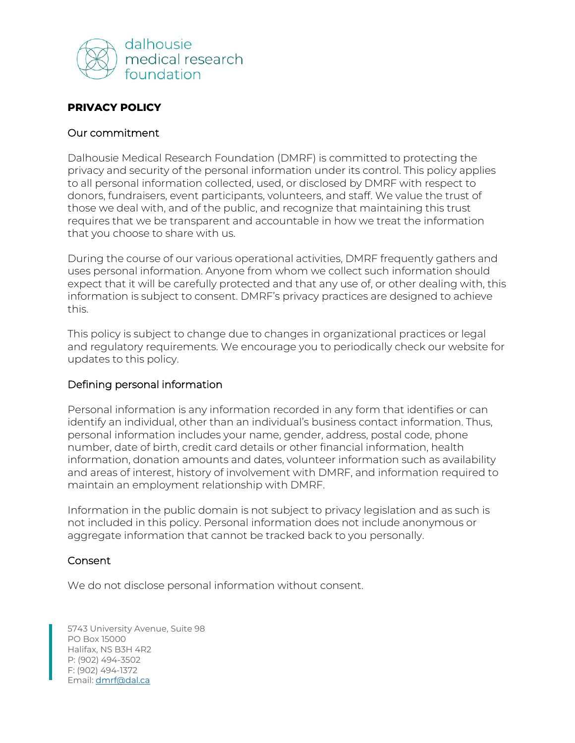dalhousie medical research foundation

**PRIVACY POLICY**

## Our commitment

Dalhousie Medical Research Foundation (DMRF) is committed to protecting the privacy and security of the personal information under its control. This policy applies to all personal information collected, used, or disclosed by DMRF with respect to donors, fundraisers, event participants, volunteers, and staff. We value the trust of those we deal with, and of the public, and recognize that maintaining this trust requires that we be transparent and accountable in how we treat the information that you choose to share with us.

During the course of our various operational activities, DMRF frequently gathers and uses personal information. Anyone from whom we collect such information should expect that it will be carefully protected and that any use of, or other dealing with, this information is subject to consent. DMRF's privacy practices are designed to achieve this.

This policy is subject to change due to changes in organizational practices or legal and regulatory requirements. We encourage you to periodically check our website for updates to this policy.

## Defining personal information

Personal information is any information recorded in any form that identifies or can identify an individual, other than an individual's business contact information. Thus, personal information includes your name, gender, address, postal code, phone number, date of birth, credit card details or other financial information, health information, donation amounts and dates, volunteer information such as availability and areas of interest, history of involvement with DMRF, and information required to maintain an employment relationship with DMRF.

Information in the public domain is not subject to privacy legislation and as such is not included in this policy. Personal information does not include anonymous or aggregate information that cannot be tracked back to you personally.

## Consent

We do not disclose personal information without consent.

5743 University Avenue, Suite 98
PO Box 15000
Halifax, NS B3H 4R2
P: (902) 494-3502
F: (902) 494-1372
Email: dmrf@dal.ca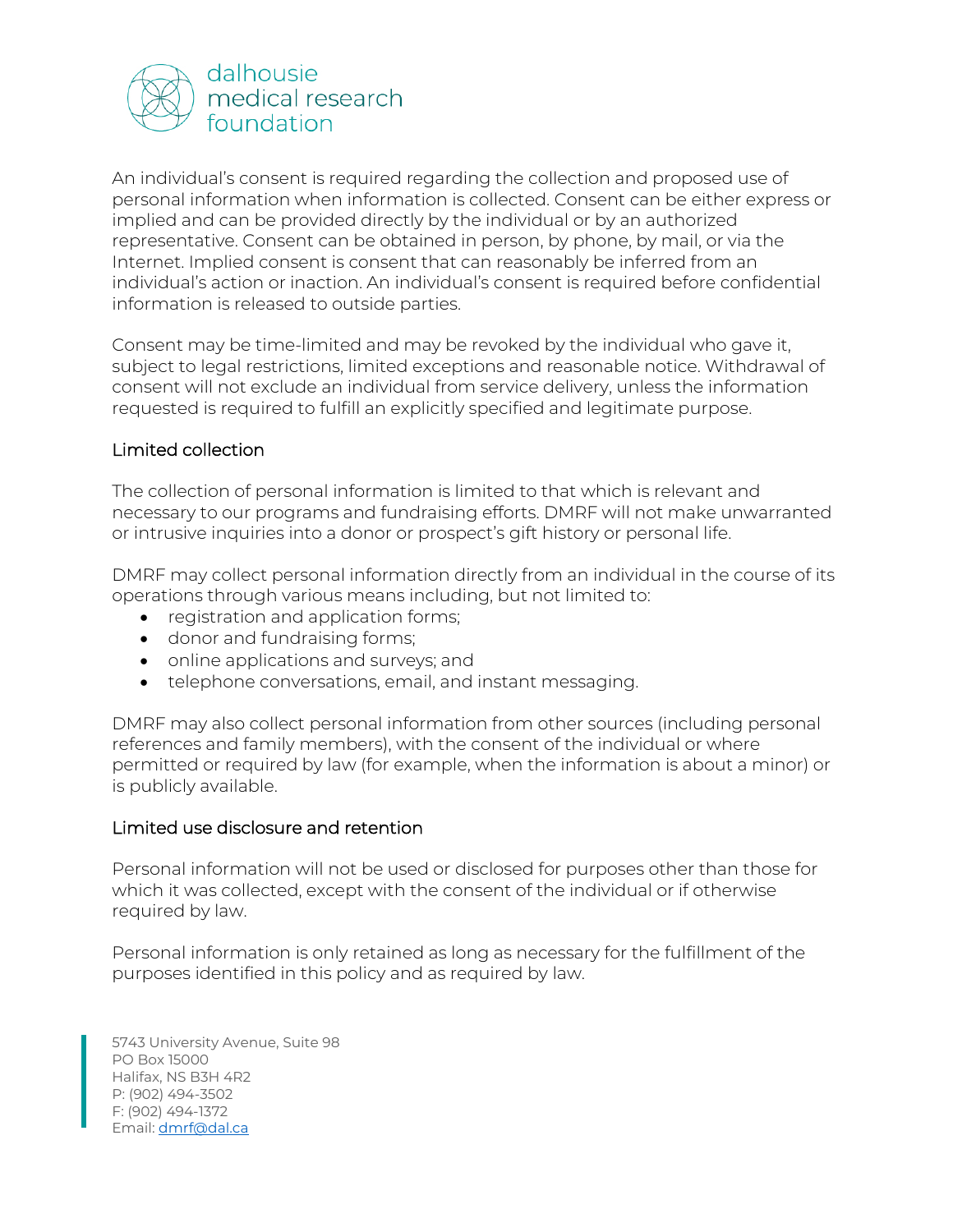An individual's consent is required regarding the collection and proposed use of personal information when information is collected. Consent can be either express or implied and can be provided directly by the individual or by an authorized representative. Consent can be obtained in person, by phone, by mail, or via the Internet. Implied consent is consent that can reasonably be inferred from an individual's action or inaction. An individual's consent is required before confidential information is released to outside parties.

Consent may be time-limited and may be revoked by the individual who gave it, subject to legal restrictions, limited exceptions and reasonable notice. Withdrawal of consent will not exclude an individual from service delivery, unless the information requested is required to fulfill an explicitly specified and legitimate purpose.

### Limited collection

The collection of personal information is limited to that which is relevant and necessary to our programs and fundraising efforts. DMRF will not make unwarranted or intrusive inquiries into a donor or prospect's gift history or personal life.

DMRF may collect personal information directly from an individual in the course of its operations through various means including, but not limited to:

- registration and application forms;
- donor and fundraising forms;
- online applications and surveys; and
- telephone conversations, email, and instant messaging.

DMRF may also collect personal information from other sources (including personal references and family members), with the consent of the individual or where permitted or required by law (for example, when the information is about a minor) or is publicly available.

### Limited use disclosure and retention

Personal information will not be used or disclosed for purposes other than those for which it was collected, except with the consent of the individual or if otherwise required by law.

Personal information is only retained as long as necessary for the fulfillment of the purposes identified in this policy and as required by law.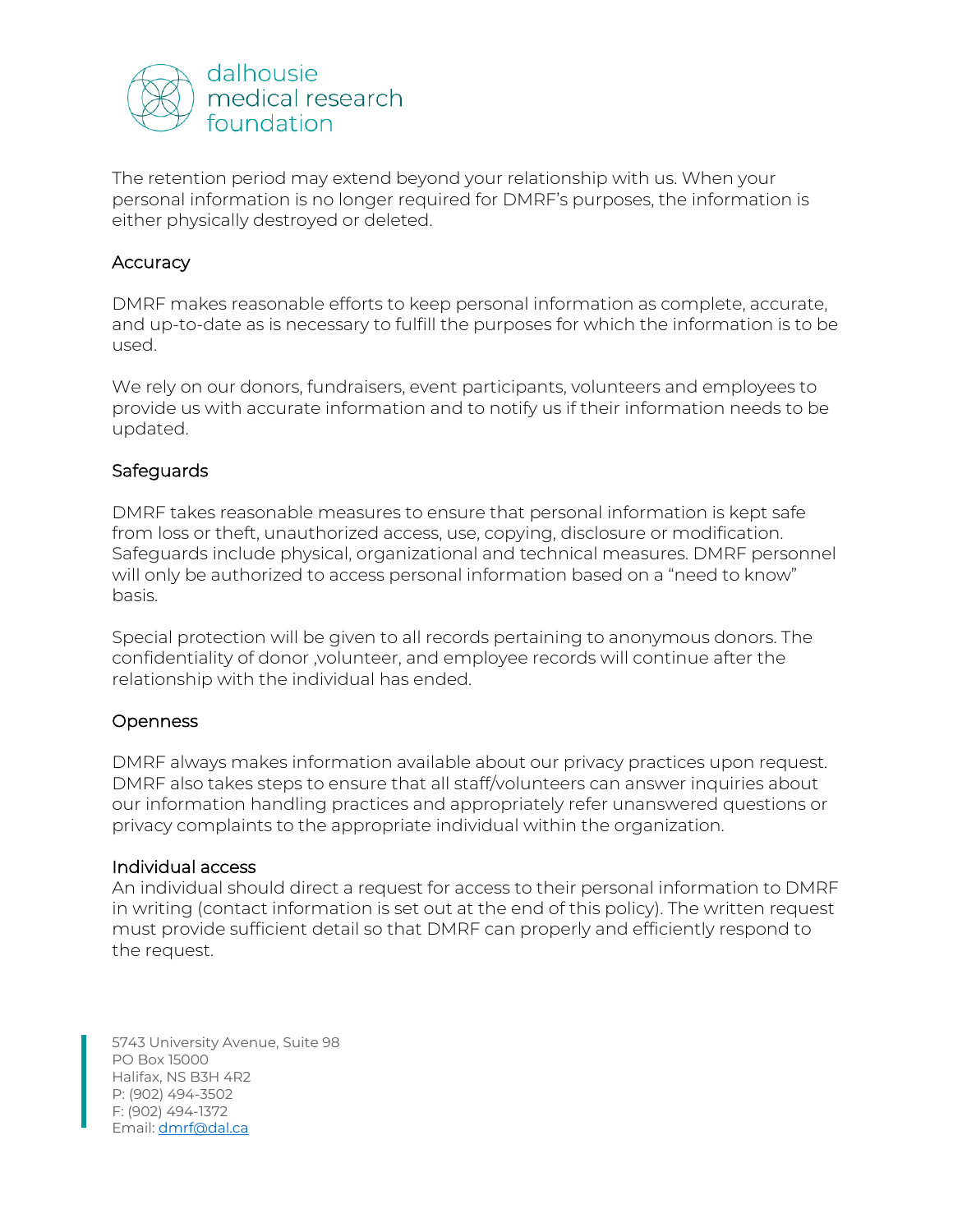The retention period may extend beyond your relationship with us. When your personal information is no longer required for DMRF's purposes, the information is either physically destroyed or deleted.

## Accuracy

DMRF makes reasonable efforts to keep personal information as complete, accurate, and up-to-date as is necessary to fulfill the purposes for which the information is to be used.

We rely on our donors, fundraisers, event participants, volunteers and employees to provide us with accurate information and to notify us if their information needs to be updated.

## Safeguards

DMRF takes reasonable measures to ensure that personal information is kept safe from loss or theft, unauthorized access, use, copying, disclosure or modification. Safeguards include physical, organizational and technical measures. DMRF personnel will only be authorized to access personal information based on a "need to know" basis.

Special protection will be given to all records pertaining to anonymous donors. The confidentiality of donor ,volunteer, and employee records will continue after the relationship with the individual has ended.

## Openness

DMRF always makes information available about our privacy practices upon request. DMRF also takes steps to ensure that all staff/volunteers can answer inquiries about our information handling practices and appropriately refer unanswered questions or privacy complaints to the appropriate individual within the organization.

## Individual access

An individual should direct a request for access to their personal information to DMRF in writing (contact information is set out at the end of this policy). The written request must provide sufficient detail so that DMRF can properly and efficiently respond to the request.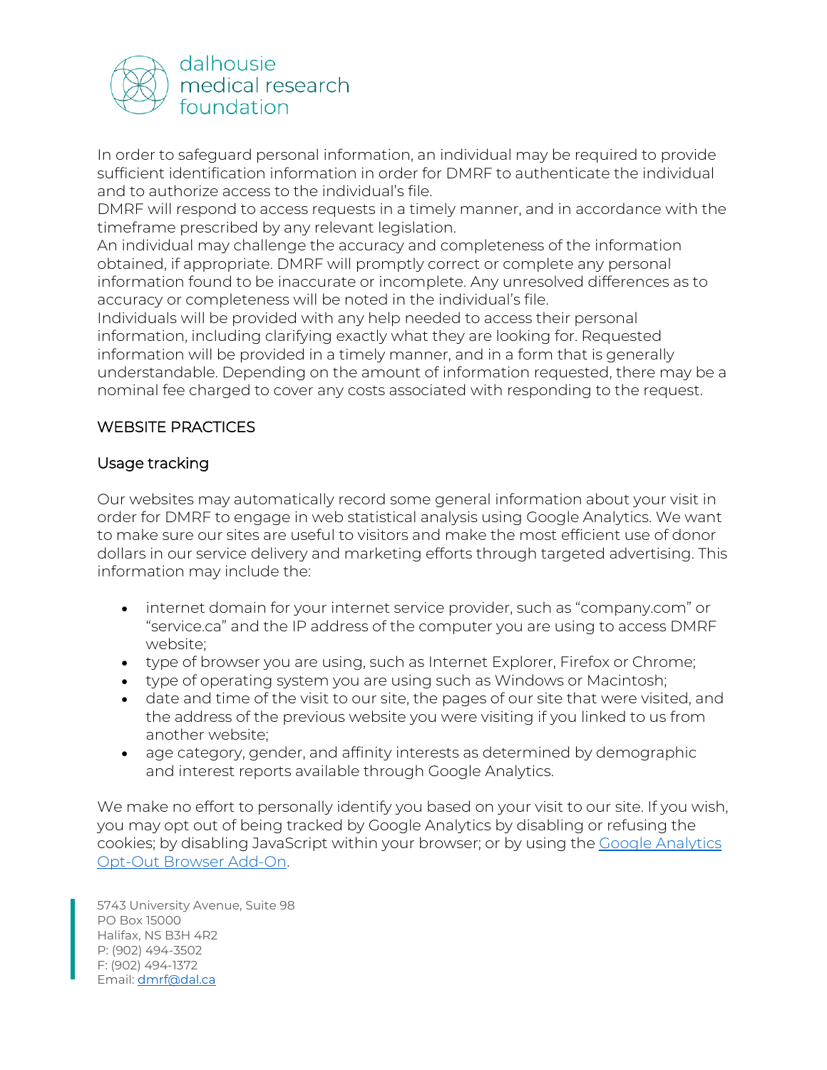In order to safeguard personal information, an individual may be required to provide sufficient identification information in order for DMRF to authenticate the individual and to authorize access to the individual's file.

DMRF will respond to access requests in a timely manner, and in accordance with the timeframe prescribed by any relevant legislation.

An individual may challenge the accuracy and completeness of the information obtained, if appropriate. DMRF will promptly correct or complete any personal information found to be inaccurate or incomplete. Any unresolved differences as to accuracy or completeness will be noted in the individual's file.

Individuals will be provided with any help needed to access their personal information, including clarifying exactly what they are looking for. Requested information will be provided in a timely manner, and in a form that is generally understandable. Depending on the amount of information requested, there may be a nominal fee charged to cover any costs associated with responding to the request.

## WEBSITE PRACTICES

### Usage tracking

Our websites may automatically record some general information about your visit in order for DMRF to engage in web statistical analysis using Google Analytics. We want to make sure our sites are useful to visitors and make the most efficient use of donor dollars in our service delivery and marketing efforts through targeted advertising. This information may include the:

- internet domain for your internet service provider, such as "company.com" or "service.ca" and the IP address of the computer you are using to access DMRF website;
- type of browser you are using, such as Internet Explorer, Firefox or Chrome;
- type of operating system you are using such as Windows or Macintosh;
- date and time of the visit to our site, the pages of our site that were visited, and the address of the previous website you were visiting if you linked to us from another website;
- age category, gender, and affinity interests as determined by demographic and interest reports available through Google Analytics.

We make no effort to personally identify you based on your visit to our site. If you wish, you may opt out of being tracked by Google Analytics by disabling or refusing the cookies; by disabling JavaScript within your browser; or by using the Google Analytics Opt-Out Browser Add-On.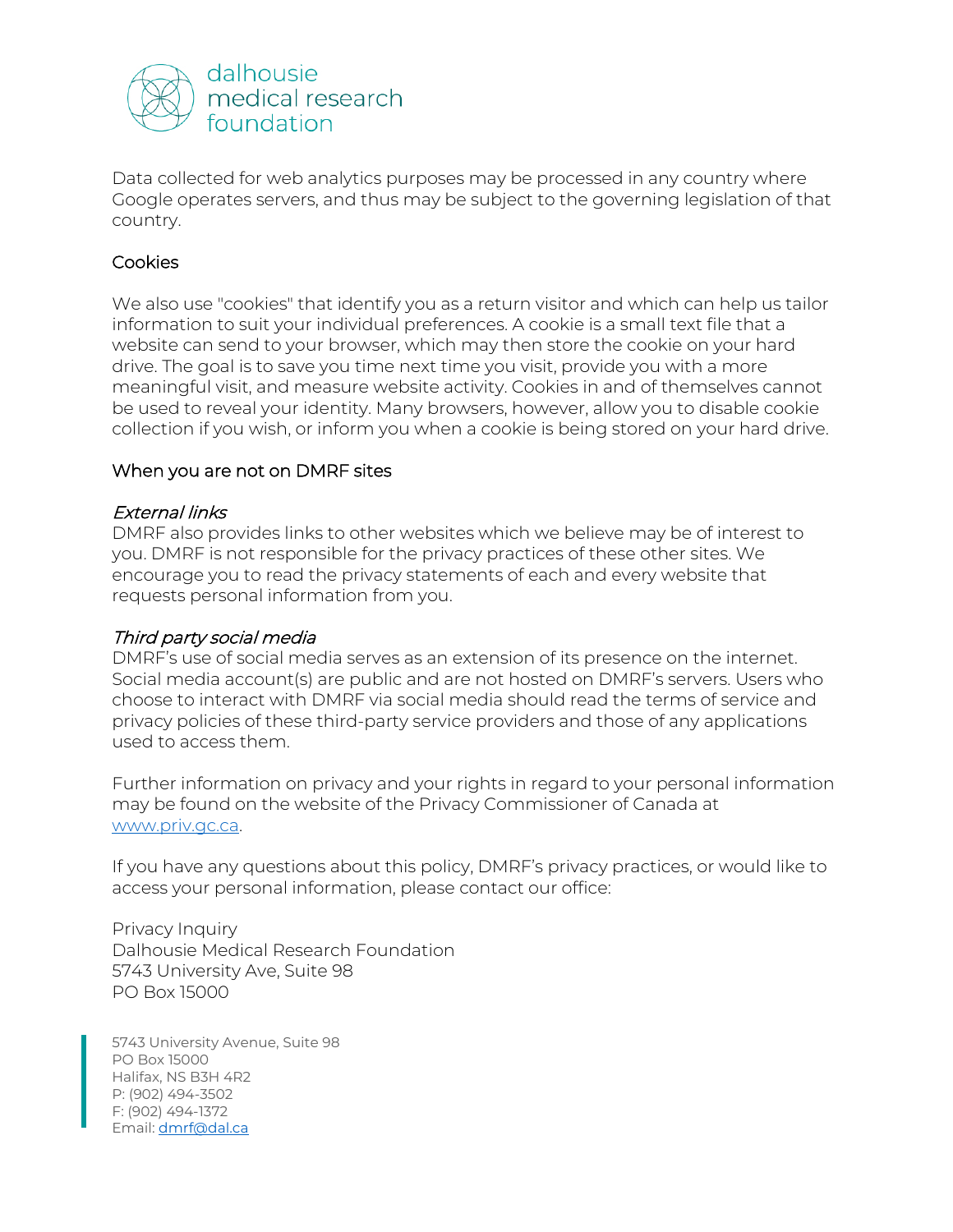Data collected for web analytics purposes may be processed in any country where Google operates servers, and thus may be subject to the governing legislation of that country.

## Cookies

We also use "cookies" that identify you as a return visitor and which can help us tailor information to suit your individual preferences. A cookie is a small text file that a website can send to your browser, which may then store the cookie on your hard drive. The goal is to save you time next time you visit, provide you with a more meaningful visit, and measure website activity. Cookies in and of themselves cannot be used to reveal your identity. Many browsers, however, allow you to disable cookie collection if you wish, or inform you when a cookie is being stored on your hard drive.

## When you are not on DMRF sites

### *External links*

DMRF also provides links to other websites which we believe may be of interest to you. DMRF is not responsible for the privacy practices of these other sites. We encourage you to read the privacy statements of each and every website that requests personal information from you.

### *Third party social media*

DMRF's use of social media serves as an extension of its presence on the internet. Social media account(s) are public and are not hosted on DMRF's servers. Users who choose to interact with DMRF via social media should read the terms of service and privacy policies of these third-party service providers and those of any applications used to access them.

Further information on privacy and your rights in regard to your personal information may be found on the website of the Privacy Commissioner of Canada at [www.priv.gc.ca](http://www.priv.gc.ca).

If you have any questions about this policy, DMRF's privacy practices, or would like to access your personal information, please contact our office:

Privacy Inquiry
Dalhousie Medical Research Foundation
5743 University Ave, Suite 98
PO Box 15000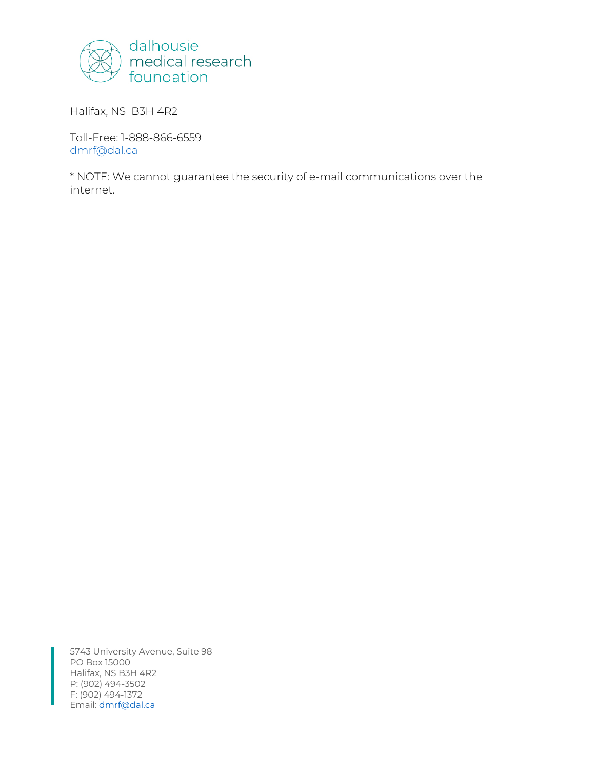dalhousie medical research foundation

Halifax, NS  B3H 4R2

Toll-Free: 1-888-866-6559
dmrf@dal.ca

* NOTE: We cannot guarantee the security of e-mail communications over the internet.

5743 University Avenue, Suite 98
PO Box 15000
Halifax, NS B3H 4R2
P: (902) 494-3502
F: (902) 494-1372
Email: dmrf@dal.ca